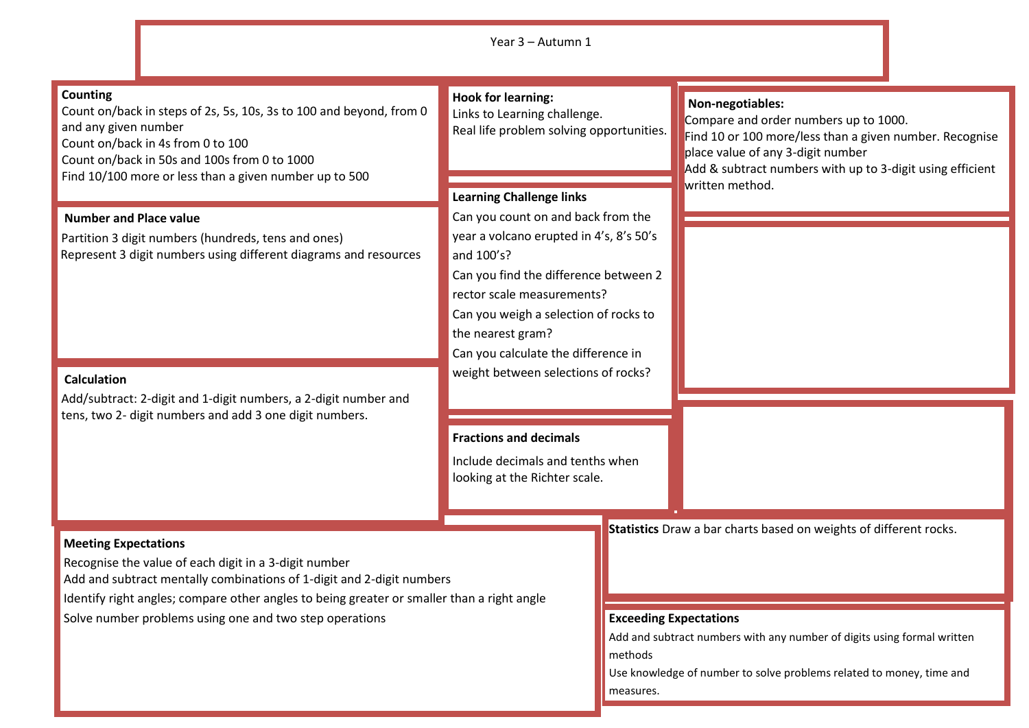# Year 3 – Autumn 1

## Counting

Count on/back in steps of 2s, 5s, 10s, 3s to 100 and beyond, from 0 and any given number
Count on/back in 4s from 0 to 100
Count on/back in 50s and 100s from 0 to 1000
Find 10/100 more or less than a given number up to 500

## Number and Place value

Partition 3 digit numbers (hundreds, tens and ones)
Represent 3 digit numbers using different diagrams and resources

## Calculation

Add/subtract: 2-digit and 1-digit numbers, a 2-digit number and tens, two 2- digit numbers and add 3 one digit numbers.

## Hook for learning:

Links to Learning challenge.
Real life problem solving opportunities.

## Learning Challenge links

Can you count on and back from the year a volcano erupted in 4's, 8's 50's and 100's?
Can you find the difference between 2 rector scale measurements?
Can you weigh a selection of rocks to the nearest gram?
Can you calculate the difference in weight between selections of rocks?

## Fractions and decimals

Include decimals and tenths when looking at the Richter scale.

## Non-negotiables:

Compare and order numbers up to 1000.
Find 10 or 100 more/less than a given number. Recognise place value of any 3-digit number
Add & subtract numbers with up to 3-digit using efficient written method.

**Statistics** Draw a bar charts based on weights of different rocks.

## Meeting Expectations

Recognise the value of each digit in a 3-digit number
Add and subtract mentally combinations of 1-digit and 2-digit numbers
Identify right angles; compare other angles to being greater or smaller than a right angle
Solve number problems using one and two step operations

## Exceeding Expectations

Add and subtract numbers with any number of digits using formal written methods
Use knowledge of number to solve problems related to money, time and measures.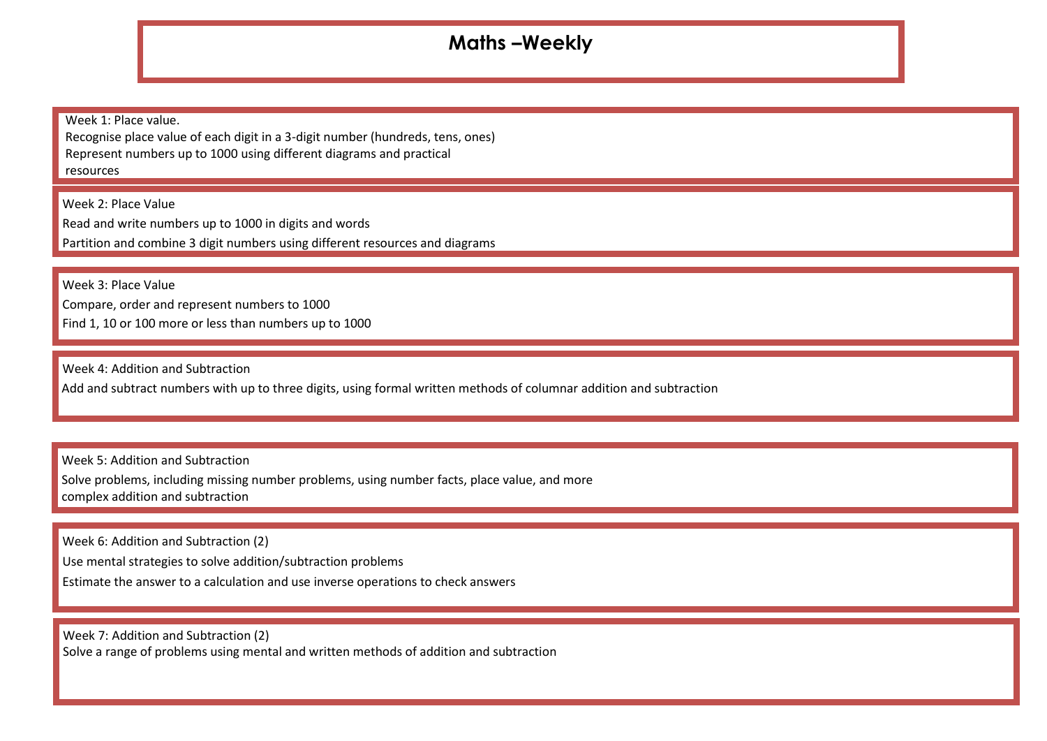# Maths –Weekly

Week 1: Place value.

Recognise place value of each digit in a 3-digit number (hundreds, tens, ones)

Represent numbers up to 1000 using different diagrams and practical resources

Week 2: Place Value

Read and write numbers up to 1000 in digits and words

Partition and combine 3 digit numbers using different resources and diagrams

Week 3: Place Value

Compare, order and represent numbers to 1000

Find 1, 10 or 100 more or less than numbers up to 1000

Week 4: Addition and Subtraction

Add and subtract numbers with up to three digits, using formal written methods of columnar addition and subtraction

Week 5: Addition and Subtraction

Solve problems, including missing number problems, using number facts, place value, and more complex addition and subtraction

Week 6: Addition and Subtraction (2)

Use mental strategies to solve addition/subtraction problems

Estimate the answer to a calculation and use inverse operations to check answers

Week 7: Addition and Subtraction (2)

Solve a range of problems using mental and written methods of addition and subtraction